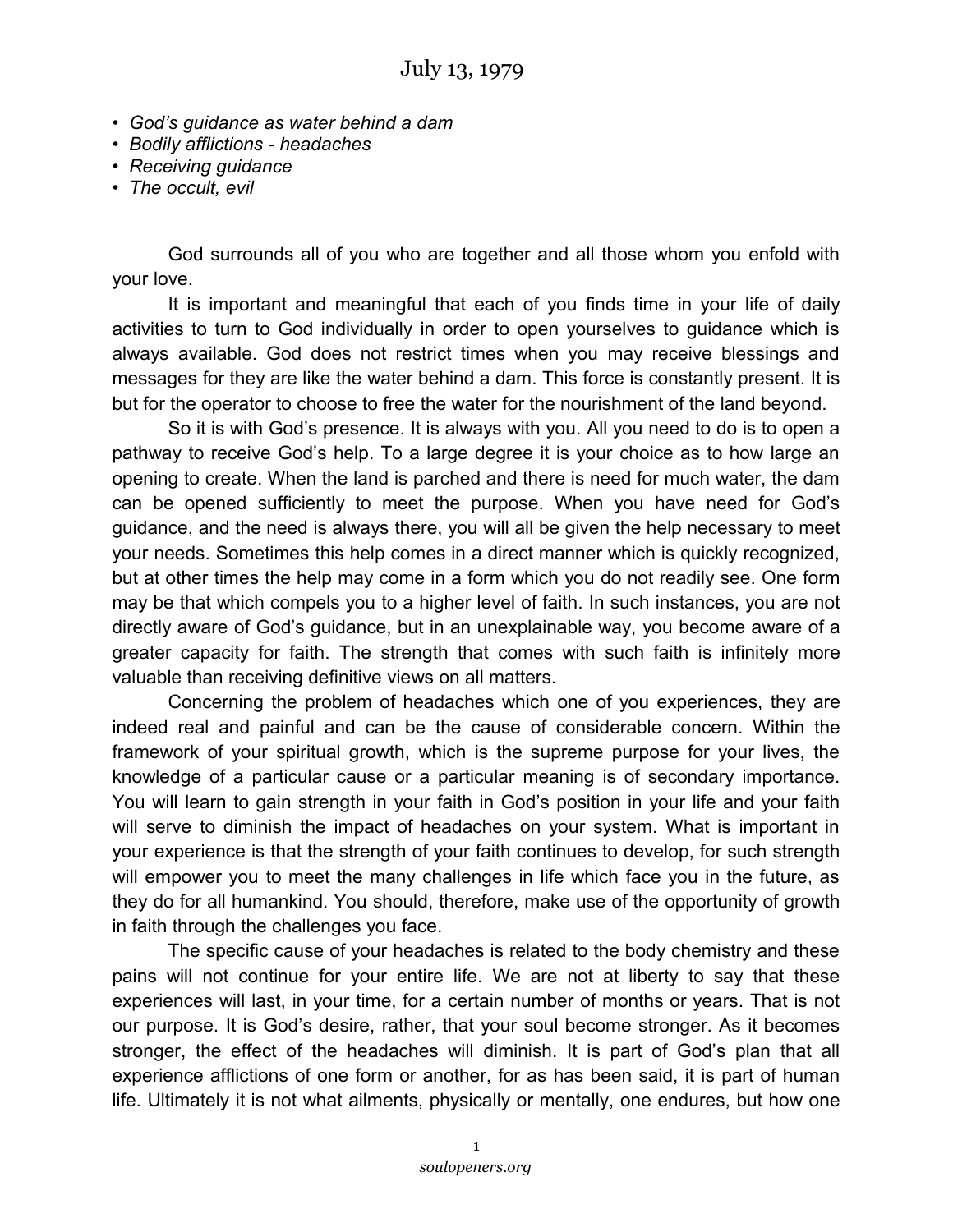# July 13, 1979

- *God's guidance as water behind a dam*
- *Bodily afflictions - headaches*
- *Receiving guidance*
- *The occult, evil*

God surrounds all of you who are together and all those whom you enfold with your love.

It is important and meaningful that each of you finds time in your life of daily activities to turn to God individually in order to open yourselves to guidance which is always available. God does not restrict times when you may receive blessings and messages for they are like the water behind a dam. This force is constantly present. It is but for the operator to choose to free the water for the nourishment of the land beyond.

So it is with God's presence. It is always with you. All you need to do is to open a pathway to receive God's help. To a large degree it is your choice as to how large an opening to create. When the land is parched and there is need for much water, the dam can be opened sufficiently to meet the purpose. When you have need for God's guidance, and the need is always there, you will all be given the help necessary to meet your needs. Sometimes this help comes in a direct manner which is quickly recognized, but at other times the help may come in a form which you do not readily see. One form may be that which compels you to a higher level of faith. In such instances, you are not directly aware of God's guidance, but in an unexplainable way, you become aware of a greater capacity for faith. The strength that comes with such faith is infinitely more valuable than receiving definitive views on all matters.

Concerning the problem of headaches which one of you experiences, they are indeed real and painful and can be the cause of considerable concern. Within the framework of your spiritual growth, which is the supreme purpose for your lives, the knowledge of a particular cause or a particular meaning is of secondary importance. You will learn to gain strength in your faith in God's position in your life and your faith will serve to diminish the impact of headaches on your system. What is important in your experience is that the strength of your faith continues to develop, for such strength will empower you to meet the many challenges in life which face you in the future, as they do for all humankind. You should, therefore, make use of the opportunity of growth in faith through the challenges you face.

The specific cause of your headaches is related to the body chemistry and these pains will not continue for your entire life. We are not at liberty to say that these experiences will last, in your time, for a certain number of months or years. That is not our purpose. It is God's desire, rather, that your soul become stronger. As it becomes stronger, the effect of the headaches will diminish. It is part of God's plan that all experience afflictions of one form or another, for as has been said, it is part of human life. Ultimately it is not what ailments, physically or mentally, one endures, but how one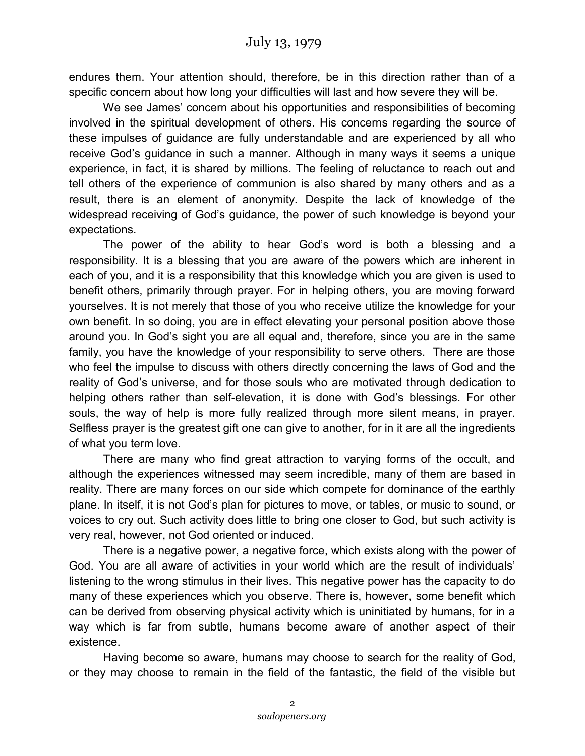endures them. Your attention should, therefore, be in this direction rather than of a specific concern about how long your difficulties will last and how severe they will be.

We see James' concern about his opportunities and responsibilities of becoming involved in the spiritual development of others. His concerns regarding the source of these impulses of guidance are fully understandable and are experienced by all who receive God's guidance in such a manner. Although in many ways it seems a unique experience, in fact, it is shared by millions. The feeling of reluctance to reach out and tell others of the experience of communion is also shared by many others and as a result, there is an element of anonymity. Despite the lack of knowledge of the widespread receiving of God's guidance, the power of such knowledge is beyond your expectations.

The power of the ability to hear God's word is both a blessing and a responsibility. It is a blessing that you are aware of the powers which are inherent in each of you, and it is a responsibility that this knowledge which you are given is used to benefit others, primarily through prayer. For in helping others, you are moving forward yourselves. It is not merely that those of you who receive utilize the knowledge for your own benefit. In so doing, you are in effect elevating your personal position above those around you. In God's sight you are all equal and, therefore, since you are in the same family, you have the knowledge of your responsibility to serve others. There are those who feel the impulse to discuss with others directly concerning the laws of God and the reality of God's universe, and for those souls who are motivated through dedication to helping others rather than self-elevation, it is done with God's blessings. For other souls, the way of help is more fully realized through more silent means, in prayer. Selfless prayer is the greatest gift one can give to another, for in it are all the ingredients of what you term love.

There are many who find great attraction to varying forms of the occult, and although the experiences witnessed may seem incredible, many of them are based in reality. There are many forces on our side which compete for dominance of the earthly plane. In itself, it is not God's plan for pictures to move, or tables, or music to sound, or voices to cry out. Such activity does little to bring one closer to God, but such activity is very real, however, not God oriented or induced.

There is a negative power, a negative force, which exists along with the power of God. You are all aware of activities in your world which are the result of individuals' listening to the wrong stimulus in their lives. This negative power has the capacity to do many of these experiences which you observe. There is, however, some benefit which can be derived from observing physical activity which is uninitiated by humans, for in a way which is far from subtle, humans become aware of another aspect of their existence.

Having become so aware, humans may choose to search for the reality of God, or they may choose to remain in the field of the fantastic, the field of the visible but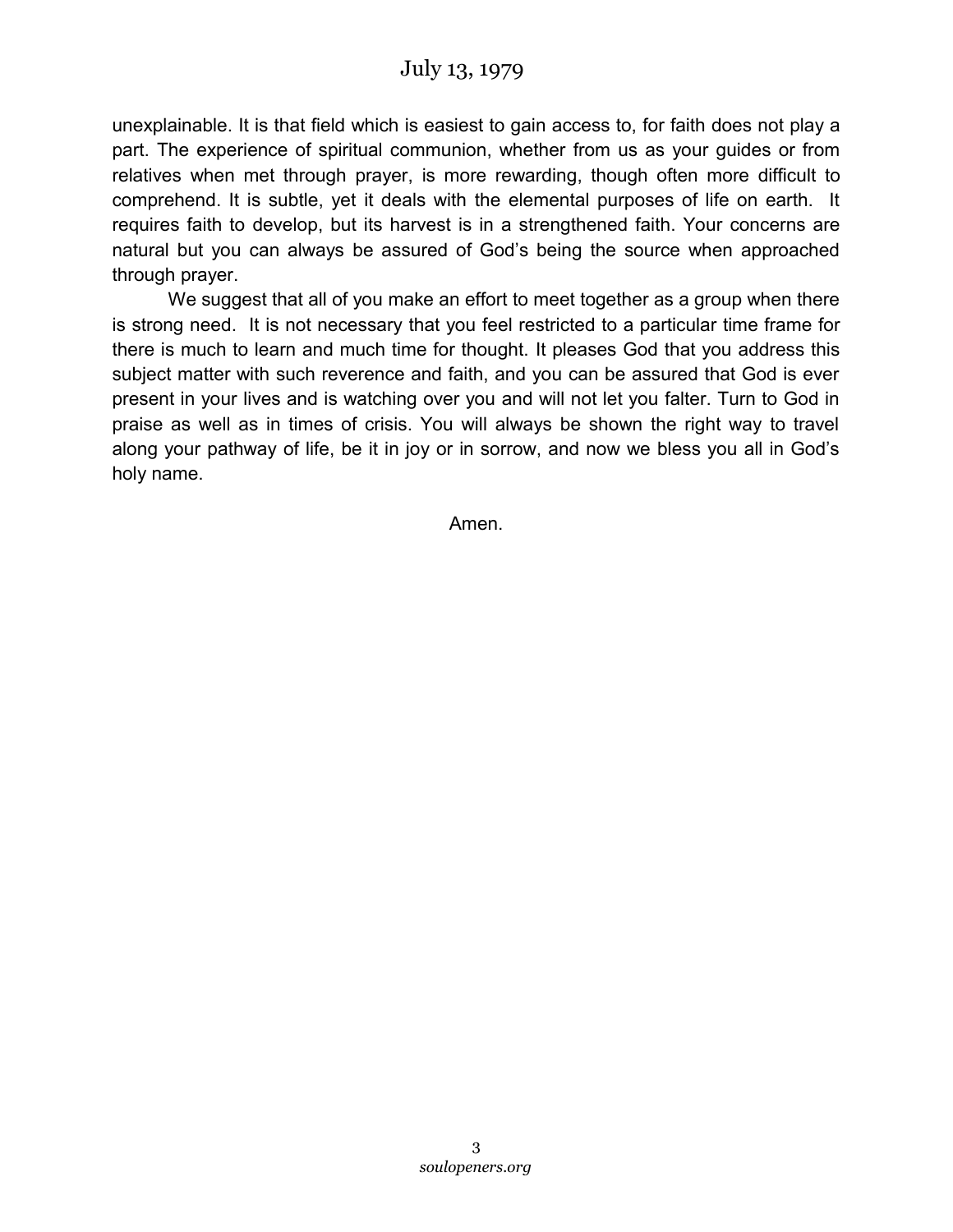unexplainable. It is that field which is easiest to gain access to, for faith does not play a part. The experience of spiritual communion, whether from us as your guides or from relatives when met through prayer, is more rewarding, though often more difficult to comprehend. It is subtle, yet it deals with the elemental purposes of life on earth. It requires faith to develop, but its harvest is in a strengthened faith. Your concerns are natural but you can always be assured of God's being the source when approached through prayer.

We suggest that all of you make an effort to meet together as a group when there is strong need. It is not necessary that you feel restricted to a particular time frame for there is much to learn and much time for thought. It pleases God that you address this subject matter with such reverence and faith, and you can be assured that God is ever present in your lives and is watching over you and will not let you falter. Turn to God in praise as well as in times of crisis. You will always be shown the right way to travel along your pathway of life, be it in joy or in sorrow, and now we bless you all in God's holy name.

Amen.